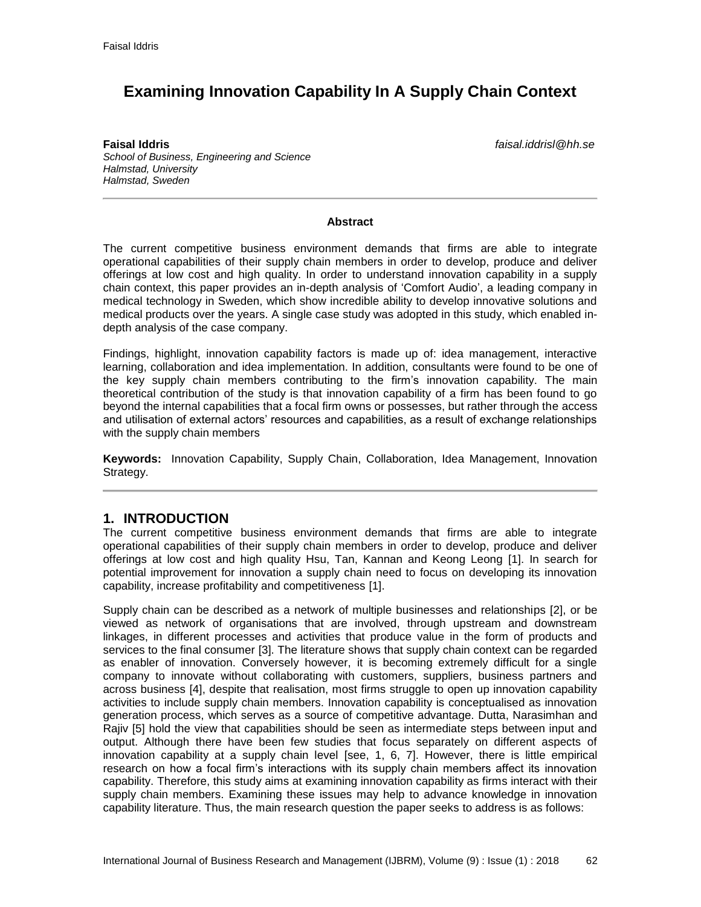# Examining Innovation Capability In A Supply Chain Context

**Faisal Iddris** *faisal.iddrisl@hh.se*
*School of Business, Engineering and Science*
*Halmstad, University*
*Halmstad, Sweden*

---

**Abstract**

The current competitive business environment demands that firms are able to integrate operational capabilities of their supply chain members in order to develop, produce and deliver offerings at low cost and high quality. In order to understand innovation capability in a supply chain context, this paper provides an in-depth analysis of 'Comfort Audio', a leading company in medical technology in Sweden, which show incredible ability to develop innovative solutions and medical products over the years. A single case study was adopted in this study, which enabled in-depth analysis of the case company.

Findings, highlight, innovation capability factors is made up of: idea management, interactive learning, collaboration and idea implementation. In addition, consultants were found to be one of the key supply chain members contributing to the firm's innovation capability. The main theoretical contribution of the study is that innovation capability of a firm has been found to go beyond the internal capabilities that a focal firm owns or possesses, but rather through the access and utilisation of external actors' resources and capabilities, as a result of exchange relationships with the supply chain members

**Keywords:** Innovation Capability, Supply Chain, Collaboration, Idea Management, Innovation Strategy.

---

## 1. INTRODUCTION

The current competitive business environment demands that firms are able to integrate operational capabilities of their supply chain members in order to develop, produce and deliver offerings at low cost and high quality Hsu, Tan, Kannan and Keong Leong [1]. In search for potential improvement for innovation a supply chain need to focus on developing its innovation capability, increase profitability and competitiveness [1].

Supply chain can be described as a network of multiple businesses and relationships [2], or be viewed as network of organisations that are involved, through upstream and downstream linkages, in different processes and activities that produce value in the form of products and services to the final consumer [3]. The literature shows that supply chain context can be regarded as enabler of innovation. Conversely however, it is becoming extremely difficult for a single company to innovate without collaborating with customers, suppliers, business partners and across business [4], despite that realisation, most firms struggle to open up innovation capability activities to include supply chain members. Innovation capability is conceptualised as innovation generation process, which serves as a source of competitive advantage. Dutta, Narasimhan and Rajiv [5] hold the view that capabilities should be seen as intermediate steps between input and output. Although there have been few studies that focus separately on different aspects of innovation capability at a supply chain level [see, 1, 6, 7]. However, there is little empirical research on how a focal firm's interactions with its supply chain members affect its innovation capability. Therefore, this study aims at examining innovation capability as firms interact with their supply chain members. Examining these issues may help to advance knowledge in innovation capability literature. Thus, the main research question the paper seeks to address is as follows: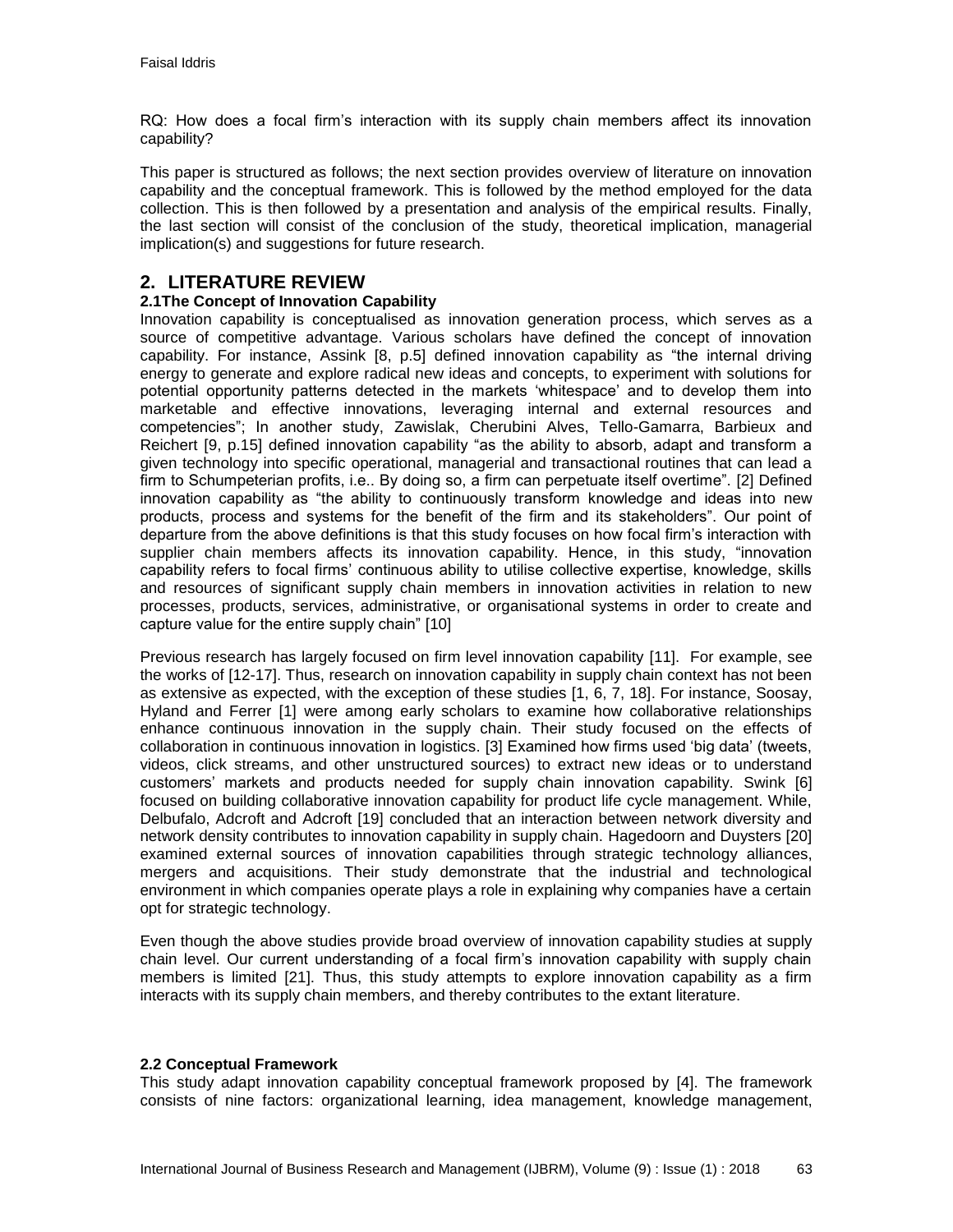RQ: How does a focal firm's interaction with its supply chain members affect its innovation capability?

This paper is structured as follows; the next section provides overview of literature on innovation capability and the conceptual framework. This is followed by the method employed for the data collection. This is then followed by a presentation and analysis of the empirical results. Finally, the last section will consist of the conclusion of the study, theoretical implication, managerial implication(s) and suggestions for future research.

## 2. LITERATURE REVIEW

### 2.1The Concept of Innovation Capability

Innovation capability is conceptualised as innovation generation process, which serves as a source of competitive advantage. Various scholars have defined the concept of innovation capability. For instance, Assink [8, p.5] defined innovation capability as "the internal driving energy to generate and explore radical new ideas and concepts, to experiment with solutions for potential opportunity patterns detected in the markets 'whitespace' and to develop them into marketable and effective innovations, leveraging internal and external resources and competencies"; In another study, Zawislak, Cherubini Alves, Tello-Gamarra, Barbieux and Reichert [9, p.15] defined innovation capability "as the ability to absorb, adapt and transform a given technology into specific operational, managerial and transactional routines that can lead a firm to Schumpeterian profits, i.e.. By doing so, a firm can perpetuate itself overtime". [2] Defined innovation capability as "the ability to continuously transform knowledge and ideas into new products, process and systems for the benefit of the firm and its stakeholders". Our point of departure from the above definitions is that this study focuses on how focal firm's interaction with supplier chain members affects its innovation capability. Hence, in this study, "innovation capability refers to focal firms' continuous ability to utilise collective expertise, knowledge, skills and resources of significant supply chain members in innovation activities in relation to new processes, products, services, administrative, or organisational systems in order to create and capture value for the entire supply chain" [10]

Previous research has largely focused on firm level innovation capability [11]. For example, see the works of [12-17]. Thus, research on innovation capability in supply chain context has not been as extensive as expected, with the exception of these studies [1, 6, 7, 18]. For instance, Soosay, Hyland and Ferrer [1] were among early scholars to examine how collaborative relationships enhance continuous innovation in the supply chain. Their study focused on the effects of collaboration in continuous innovation in logistics. [3] Examined how firms used 'big data' (tweets, videos, click streams, and other unstructured sources) to extract new ideas or to understand customers' markets and products needed for supply chain innovation capability. Swink [6] focused on building collaborative innovation capability for product life cycle management. While, Delbufalo, Adcroft and Adcroft [19] concluded that an interaction between network diversity and network density contributes to innovation capability in supply chain. Hagedoorn and Duysters [20] examined external sources of innovation capabilities through strategic technology alliances, mergers and acquisitions. Their study demonstrate that the industrial and technological environment in which companies operate plays a role in explaining why companies have a certain opt for strategic technology.

Even though the above studies provide broad overview of innovation capability studies at supply chain level. Our current understanding of a focal firm's innovation capability with supply chain members is limited [21]. Thus, this study attempts to explore innovation capability as a firm interacts with its supply chain members, and thereby contributes to the extant literature.

### 2.2 Conceptual Framework

This study adapt innovation capability conceptual framework proposed by [4]. The framework consists of nine factors: organizational learning, idea management, knowledge management,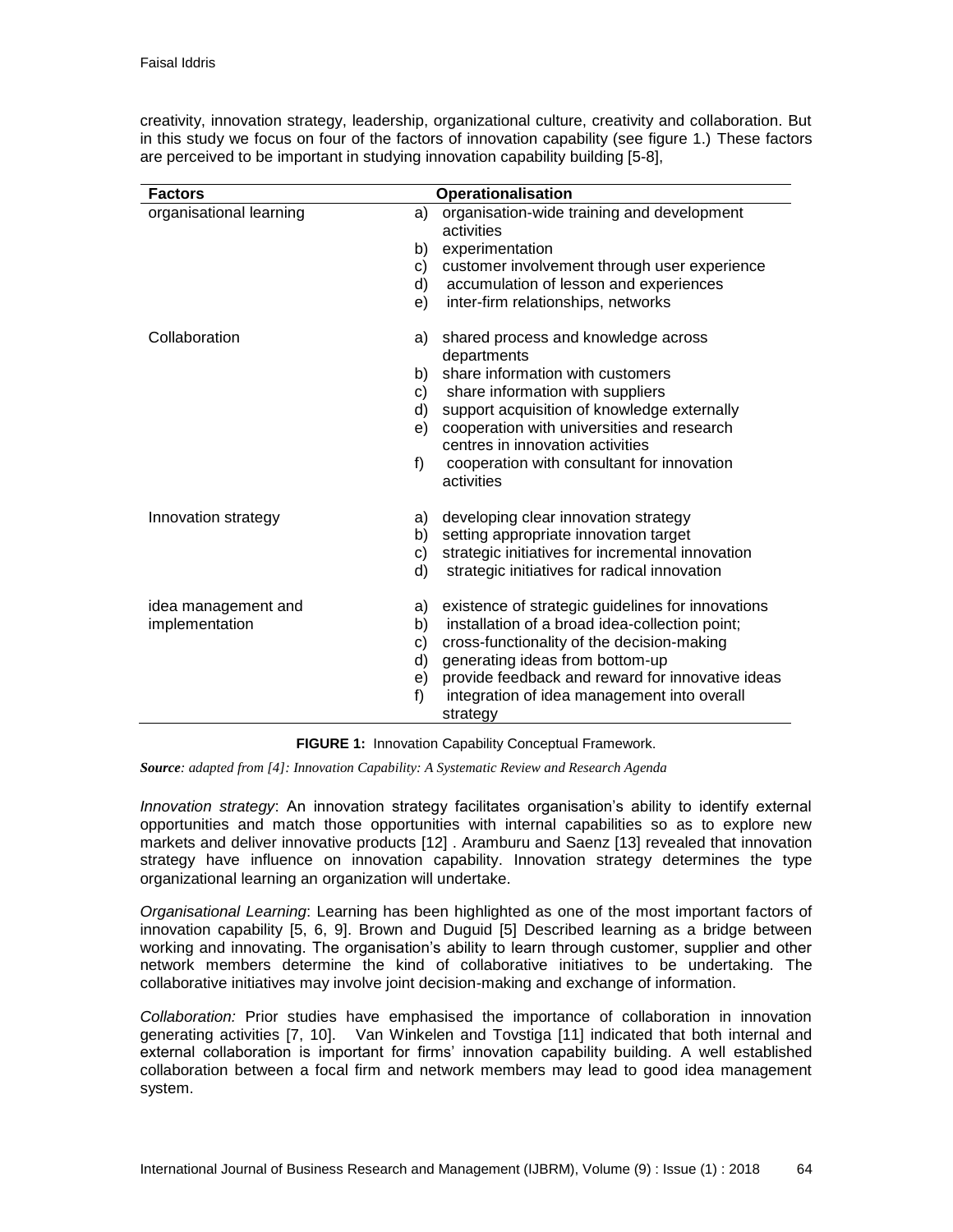creativity, innovation strategy, leadership, organizational culture, creativity and collaboration. But in this study we focus on four of the factors of innovation capability (see figure 1.) These factors are perceived to be important in studying innovation capability building [5-8],

| Factors | Operationalisation |
|---|---|
| organisational learning | a) organisation-wide training and development activities<br>b) experimentation<br>c) customer involvement through user experience<br>d) accumulation of lesson and experiences<br>e) inter-firm relationships, networks |
| Collaboration | a) shared process and knowledge across departments<br>b) share information with customers<br>c) share information with suppliers<br>d) support acquisition of knowledge externally<br>e) cooperation with universities and research centres in innovation activities<br>f) cooperation with consultant for innovation activities |
| Innovation strategy | a) developing clear innovation strategy<br>b) setting appropriate innovation target<br>c) strategic initiatives for incremental innovation<br>d) strategic initiatives for radical innovation |
| idea management and implementation | a) existence of strategic guidelines for innovations<br>b) installation of a broad idea-collection point;<br>c) cross-functionality of the decision-making<br>d) generating ideas from bottom-up<br>e) provide feedback and reward for innovative ideas<br>f) integration of idea management into overall strategy |

**FIGURE 1:** Innovation Capability Conceptual Framework.

***Source****: adapted from [4]: Innovation Capability: A Systematic Review and Research Agenda*

*Innovation strategy*: An innovation strategy facilitates organisation's ability to identify external opportunities and match those opportunities with internal capabilities so as to explore new markets and deliver innovative products [12] . Aramburu and Saenz [13] revealed that innovation strategy have influence on innovation capability. Innovation strategy determines the type organizational learning an organization will undertake.

*Organisational Learning*: Learning has been highlighted as one of the most important factors of innovation capability [5, 6, 9]. Brown and Duguid [5] Described learning as a bridge between working and innovating. The organisation's ability to learn through customer, supplier and other network members determine the kind of collaborative initiatives to be undertaking. The collaborative initiatives may involve joint decision-making and exchange of information.

*Collaboration:* Prior studies have emphasised the importance of collaboration in innovation generating activities [7, 10]. Van Winkelen and Tovstiga [11] indicated that both internal and external collaboration is important for firms' innovation capability building. A well established collaboration between a focal firm and network members may lead to good idea management system.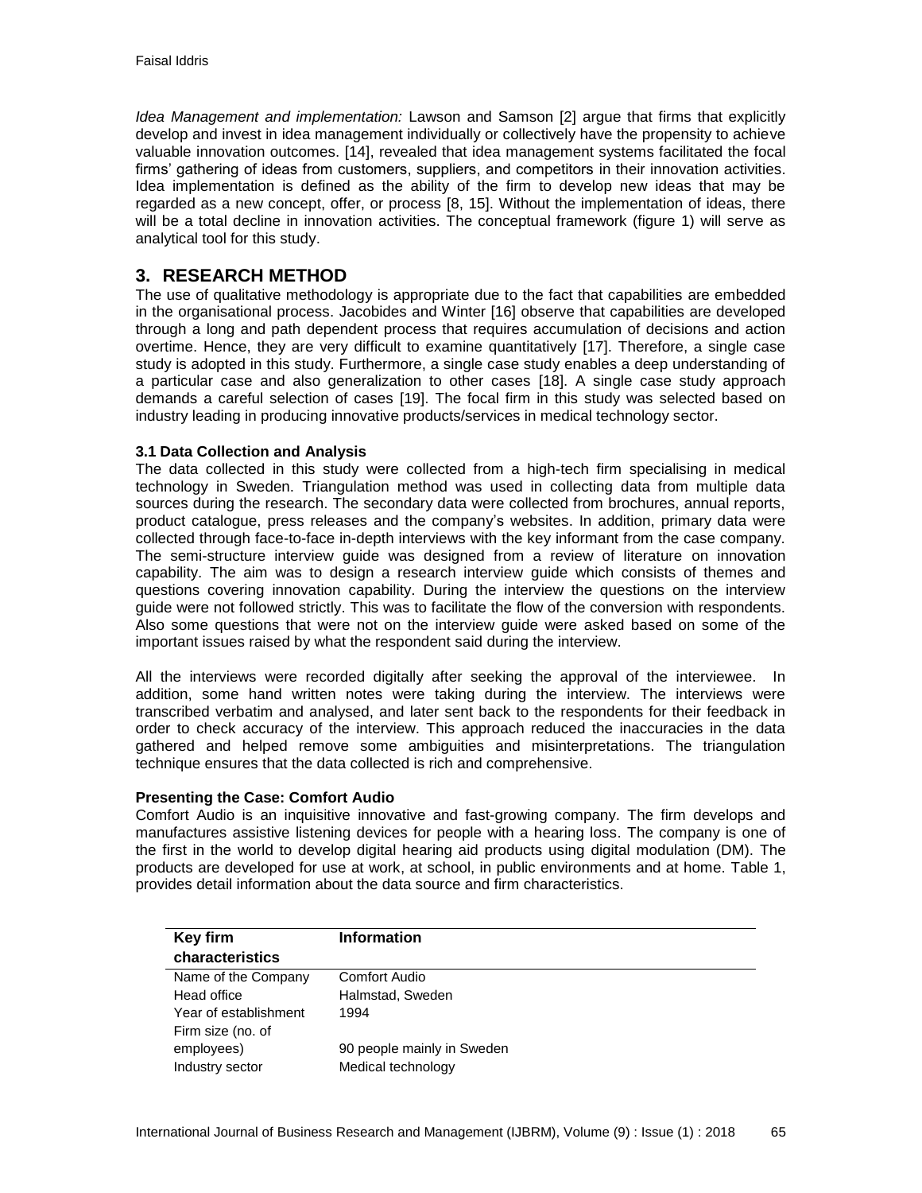*Idea Management and implementation:* Lawson and Samson [2] argue that firms that explicitly develop and invest in idea management individually or collectively have the propensity to achieve valuable innovation outcomes. [14], revealed that idea management systems facilitated the focal firms' gathering of ideas from customers, suppliers, and competitors in their innovation activities. Idea implementation is defined as the ability of the firm to develop new ideas that may be regarded as a new concept, offer, or process [8, 15]. Without the implementation of ideas, there will be a total decline in innovation activities. The conceptual framework (figure 1) will serve as analytical tool for this study.

## 3. RESEARCH METHOD

The use of qualitative methodology is appropriate due to the fact that capabilities are embedded in the organisational process. Jacobides and Winter [16] observe that capabilities are developed through a long and path dependent process that requires accumulation of decisions and action overtime. Hence, they are very difficult to examine quantitatively [17]. Therefore, a single case study is adopted in this study. Furthermore, a single case study enables a deep understanding of a particular case and also generalization to other cases [18]. A single case study approach demands a careful selection of cases [19]. The focal firm in this study was selected based on industry leading in producing innovative products/services in medical technology sector.

### 3.1 Data Collection and Analysis

The data collected in this study were collected from a high-tech firm specialising in medical technology in Sweden. Triangulation method was used in collecting data from multiple data sources during the research. The secondary data were collected from brochures, annual reports, product catalogue, press releases and the company's websites. In addition, primary data were collected through face-to-face in-depth interviews with the key informant from the case company. The semi-structure interview guide was designed from a review of literature on innovation capability. The aim was to design a research interview guide which consists of themes and questions covering innovation capability. During the interview the questions on the interview guide were not followed strictly. This was to facilitate the flow of the conversion with respondents. Also some questions that were not on the interview guide were asked based on some of the important issues raised by what the respondent said during the interview.

All the interviews were recorded digitally after seeking the approval of the interviewee. In addition, some hand written notes were taking during the interview. The interviews were transcribed verbatim and analysed, and later sent back to the respondents for their feedback in order to check accuracy of the interview. This approach reduced the inaccuracies in the data gathered and helped remove some ambiguities and misinterpretations. The triangulation technique ensures that the data collected is rich and comprehensive.

### Presenting the Case: Comfort Audio

Comfort Audio is an inquisitive innovative and fast-growing company. The firm develops and manufactures assistive listening devices for people with a hearing loss. The company is one of the first in the world to develop digital hearing aid products using digital modulation (DM). The products are developed for use at work, at school, in public environments and at home. Table 1, provides detail information about the data source and firm characteristics.

| Key firm characteristics | Information |
|---|---|
| Name of the Company | Comfort Audio |
| Head office | Halmstad, Sweden |
| Year of establishment | 1994 |
| Firm size (no. of employees) | 90 people mainly in Sweden |
| Industry sector | Medical technology |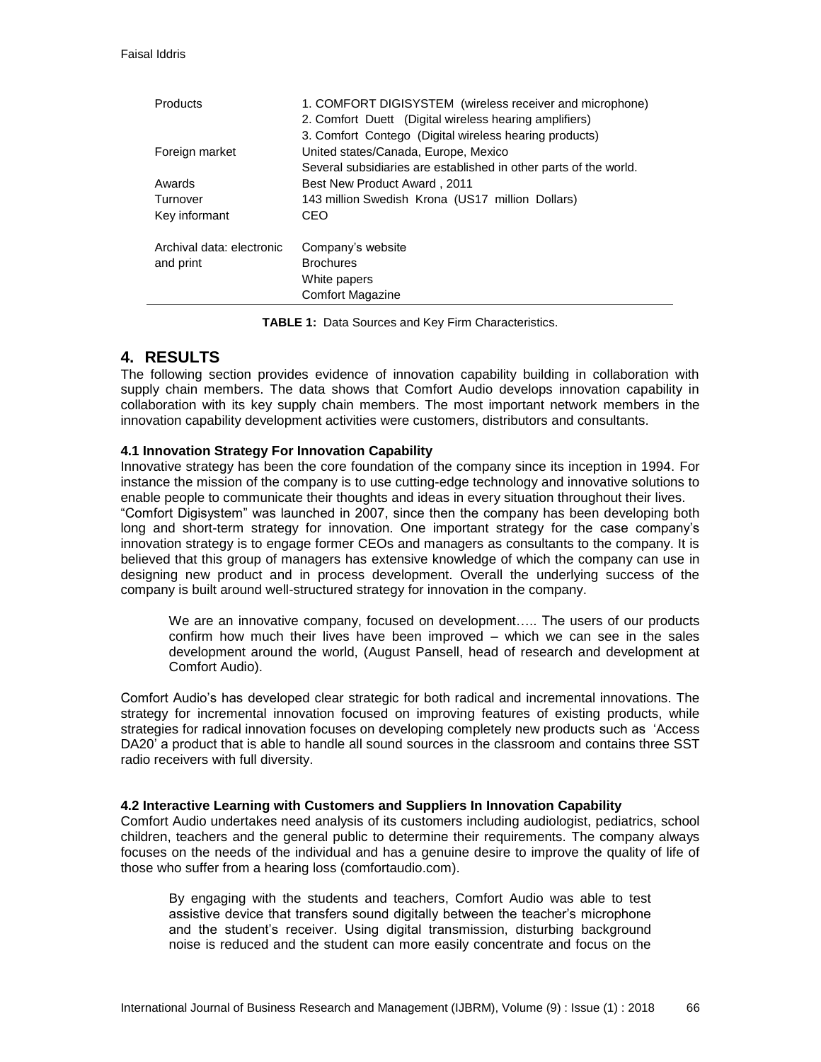| | |
|---|---|
| Products | 1. COMFORT DIGISYSTEM (wireless receiver and microphone)<br>2. Comfort Duett (Digital wireless hearing amplifiers)<br>3. Comfort Contego (Digital wireless hearing products) |
| Foreign market | United states/Canada, Europe, Mexico<br>Several subsidiaries are established in other parts of the world. |
| Awards | Best New Product Award , 2011 |
| Turnover | 143 million Swedish Krona (US17 million Dollars) |
| Key informant | CEO |
| Archival data: electronic and print | Company's website<br>Brochures<br>White papers<br>Comfort Magazine |

**TABLE 1:** Data Sources and Key Firm Characteristics.

## 4. RESULTS

The following section provides evidence of innovation capability building in collaboration with supply chain members. The data shows that Comfort Audio develops innovation capability in collaboration with its key supply chain members. The most important network members in the innovation capability development activities were customers, distributors and consultants.

### 4.1 Innovation Strategy For Innovation Capability

Innovative strategy has been the core foundation of the company since its inception in 1994. For instance the mission of the company is to use cutting-edge technology and innovative solutions to enable people to communicate their thoughts and ideas in every situation throughout their lives.
"Comfort Digisystem" was launched in 2007, since then the company has been developing both long and short-term strategy for innovation. One important strategy for the case company's innovation strategy is to engage former CEOs and managers as consultants to the company. It is believed that this group of managers has extensive knowledge of which the company can use in designing new product and in process development. Overall the underlying success of the company is built around well-structured strategy for innovation in the company.

> We are an innovative company, focused on development….. The users of our products confirm how much their lives have been improved – which we can see in the sales development around the world, (August Pansell, head of research and development at Comfort Audio).

Comfort Audio's has developed clear strategic for both radical and incremental innovations. The strategy for incremental innovation focused on improving features of existing products, while strategies for radical innovation focuses on developing completely new products such as 'Access DA20' a product that is able to handle all sound sources in the classroom and contains three SST radio receivers with full diversity.

### 4.2 Interactive Learning with Customers and Suppliers In Innovation Capability

Comfort Audio undertakes need analysis of its customers including audiologist, pediatrics, school children, teachers and the general public to determine their requirements. The company always focuses on the needs of the individual and has a genuine desire to improve the quality of life of those who suffer from a hearing loss (comfortaudio.com).

> By engaging with the students and teachers, Comfort Audio was able to test assistive device that transfers sound digitally between the teacher's microphone and the student's receiver. Using digital transmission, disturbing background noise is reduced and the student can more easily concentrate and focus on the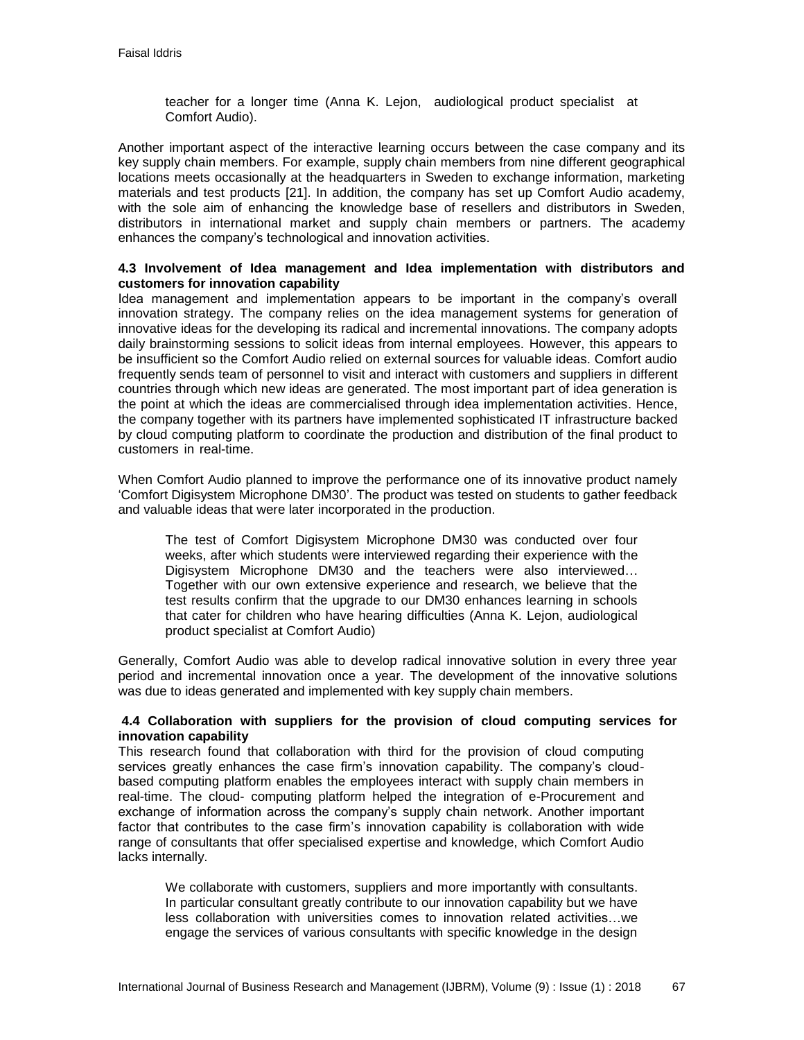> teacher for a longer time (Anna K. Lejon, audiological product specialist at Comfort Audio).

Another important aspect of the interactive learning occurs between the case company and its key supply chain members. For example, supply chain members from nine different geographical locations meets occasionally at the headquarters in Sweden to exchange information, marketing materials and test products [21]. In addition, the company has set up Comfort Audio academy, with the sole aim of enhancing the knowledge base of resellers and distributors in Sweden, distributors in international market and supply chain members or partners. The academy enhances the company's technological and innovation activities.

**4.3 Involvement of Idea management and Idea implementation with distributors and customers for innovation capability**

Idea management and implementation appears to be important in the company's overall innovation strategy. The company relies on the idea management systems for generation of innovative ideas for the developing its radical and incremental innovations. The company adopts daily brainstorming sessions to solicit ideas from internal employees. However, this appears to be insufficient so the Comfort Audio relied on external sources for valuable ideas. Comfort audio frequently sends team of personnel to visit and interact with customers and suppliers in different countries through which new ideas are generated. The most important part of idea generation is the point at which the ideas are commercialised through idea implementation activities. Hence, the company together with its partners have implemented sophisticated IT infrastructure backed by cloud computing platform to coordinate the production and distribution of the final product to customers in real-time.

When Comfort Audio planned to improve the performance one of its innovative product namely 'Comfort Digisystem Microphone DM30'. The product was tested on students to gather feedback and valuable ideas that were later incorporated in the production.

> The test of Comfort Digisystem Microphone DM30 was conducted over four weeks, after which students were interviewed regarding their experience with the Digisystem Microphone DM30 and the teachers were also interviewed… Together with our own extensive experience and research, we believe that the test results confirm that the upgrade to our DM30 enhances learning in schools that cater for children who have hearing difficulties (Anna K. Lejon, audiological product specialist at Comfort Audio)

Generally, Comfort Audio was able to develop radical innovative solution in every three year period and incremental innovation once a year. The development of the innovative solutions was due to ideas generated and implemented with key supply chain members.

**4.4 Collaboration with suppliers for the provision of cloud computing services for innovation capability**

This research found that collaboration with third for the provision of cloud computing services greatly enhances the case firm's innovation capability. The company's cloud-based computing platform enables the employees interact with supply chain members in real-time. The cloud- computing platform helped the integration of e-Procurement and exchange of information across the company's supply chain network. Another important factor that contributes to the case firm's innovation capability is collaboration with wide range of consultants that offer specialised expertise and knowledge, which Comfort Audio lacks internally.

> We collaborate with customers, suppliers and more importantly with consultants. In particular consultant greatly contribute to our innovation capability but we have less collaboration with universities comes to innovation related activities…we engage the services of various consultants with specific knowledge in the design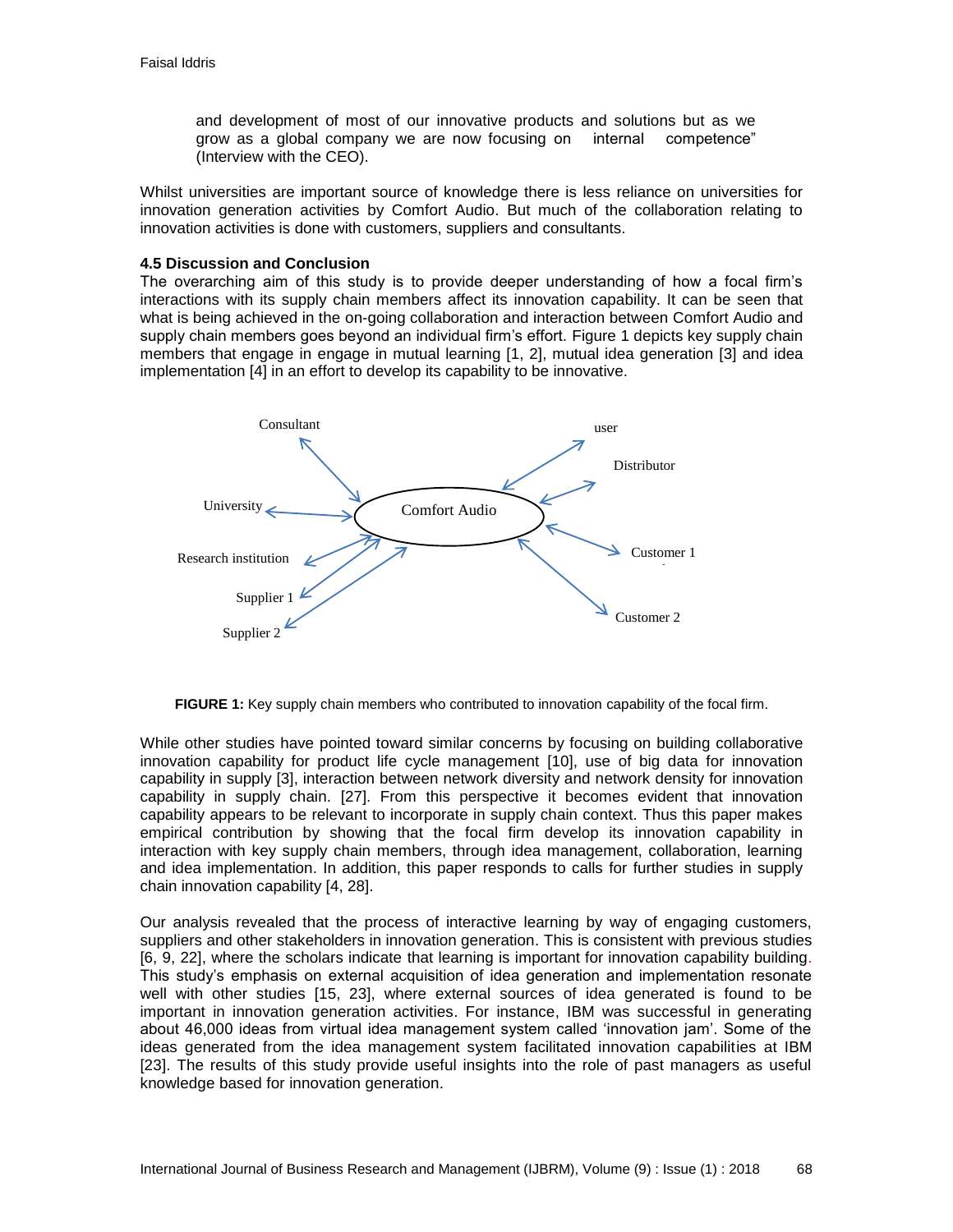and development of most of our innovative products and solutions but as we grow as a global company we are now focusing on internal competence" (Interview with the CEO).

Whilst universities are important source of knowledge there is less reliance on universities for innovation generation activities by Comfort Audio. But much of the collaboration relating to innovation activities is done with customers, suppliers and consultants.

### 4.5 Discussion and Conclusion

The overarching aim of this study is to provide deeper understanding of how a focal firm's interactions with its supply chain members affect its innovation capability. It can be seen that what is being achieved in the on-going collaboration and interaction between Comfort Audio and supply chain members goes beyond an individual firm's effort. Figure 1 depicts key supply chain members that engage in engage in mutual learning [1, 2], mutual idea generation [3] and idea implementation [4] in an effort to develop its capability to be innovative.

**FIGURE 1:** Key supply chain members who contributed to innovation capability of the focal firm.

While other studies have pointed toward similar concerns by focusing on building collaborative innovation capability for product life cycle management [10], use of big data for innovation capability in supply [3], interaction between network diversity and network density for innovation capability in supply chain. [27]. From this perspective it becomes evident that innovation capability appears to be relevant to incorporate in supply chain context. Thus this paper makes empirical contribution by showing that the focal firm develop its innovation capability in interaction with key supply chain members, through idea management, collaboration, learning and idea implementation. In addition, this paper responds to calls for further studies in supply chain innovation capability [4, 28].

Our analysis revealed that the process of interactive learning by way of engaging customers, suppliers and other stakeholders in innovation generation. This is consistent with previous studies [6, 9, 22], where the scholars indicate that learning is important for innovation capability building. This study's emphasis on external acquisition of idea generation and implementation resonate well with other studies [15, 23], where external sources of idea generated is found to be important in innovation generation activities. For instance, IBM was successful in generating about 46,000 ideas from virtual idea management system called 'innovation jam'. Some of the ideas generated from the idea management system facilitated innovation capabilities at IBM [23]. The results of this study provide useful insights into the role of past managers as useful knowledge based for innovation generation.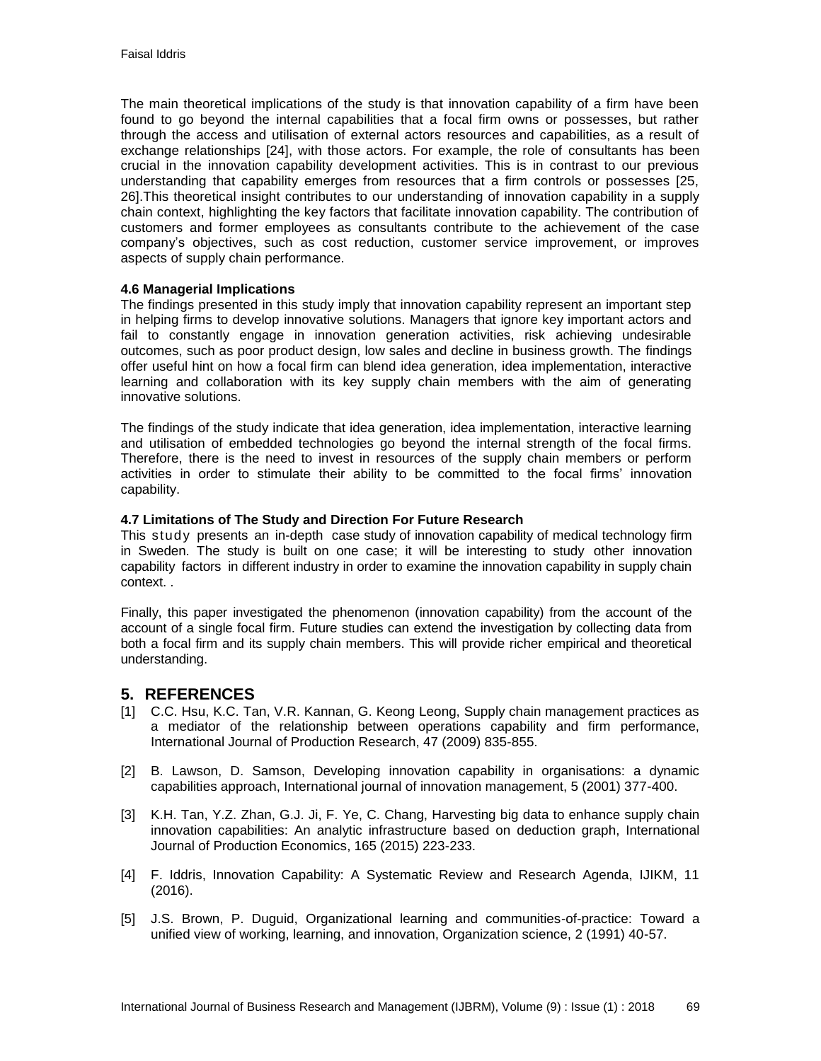The main theoretical implications of the study is that innovation capability of a firm have been found to go beyond the internal capabilities that a focal firm owns or possesses, but rather through the access and utilisation of external actors resources and capabilities, as a result of exchange relationships [24], with those actors. For example, the role of consultants has been crucial in the innovation capability development activities. This is in contrast to our previous understanding that capability emerges from resources that a firm controls or possesses [25, 26].This theoretical insight contributes to our understanding of innovation capability in a supply chain context, highlighting the key factors that facilitate innovation capability. The contribution of customers and former employees as consultants contribute to the achievement of the case company's objectives, such as cost reduction, customer service improvement, or improves aspects of supply chain performance.

### 4.6 Managerial Implications

The findings presented in this study imply that innovation capability represent an important step in helping firms to develop innovative solutions. Managers that ignore key important actors and fail to constantly engage in innovation generation activities, risk achieving undesirable outcomes, such as poor product design, low sales and decline in business growth. The findings offer useful hint on how a focal firm can blend idea generation, idea implementation, interactive learning and collaboration with its key supply chain members with the aim of generating innovative solutions.

The findings of the study indicate that idea generation, idea implementation, interactive learning and utilisation of embedded technologies go beyond the internal strength of the focal firms. Therefore, there is the need to invest in resources of the supply chain members or perform activities in order to stimulate their ability to be committed to the focal firms' innovation capability.

### 4.7 Limitations of The Study and Direction For Future Research

This study presents an in-depth case study of innovation capability of medical technology firm in Sweden. The study is built on one case; it will be interesting to study other innovation capability factors in different industry in order to examine the innovation capability in supply chain context. .

Finally, this paper investigated the phenomenon (innovation capability) from the account of the account of a single focal firm. Future studies can extend the investigation by collecting data from both a focal firm and its supply chain members. This will provide richer empirical and theoretical understanding.

## 5. REFERENCES

[1] C.C. Hsu, K.C. Tan, V.R. Kannan, G. Keong Leong, Supply chain management practices as a mediator of the relationship between operations capability and firm performance, International Journal of Production Research, 47 (2009) 835-855.

[2] B. Lawson, D. Samson, Developing innovation capability in organisations: a dynamic capabilities approach, International journal of innovation management, 5 (2001) 377-400.

[3] K.H. Tan, Y.Z. Zhan, G.J. Ji, F. Ye, C. Chang, Harvesting big data to enhance supply chain innovation capabilities: An analytic infrastructure based on deduction graph, International Journal of Production Economics, 165 (2015) 223-233.

[4] F. Iddris, Innovation Capability: A Systematic Review and Research Agenda, IJIKM, 11 (2016).

[5] J.S. Brown, P. Duguid, Organizational learning and communities-of-practice: Toward a unified view of working, learning, and innovation, Organization science, 2 (1991) 40-57.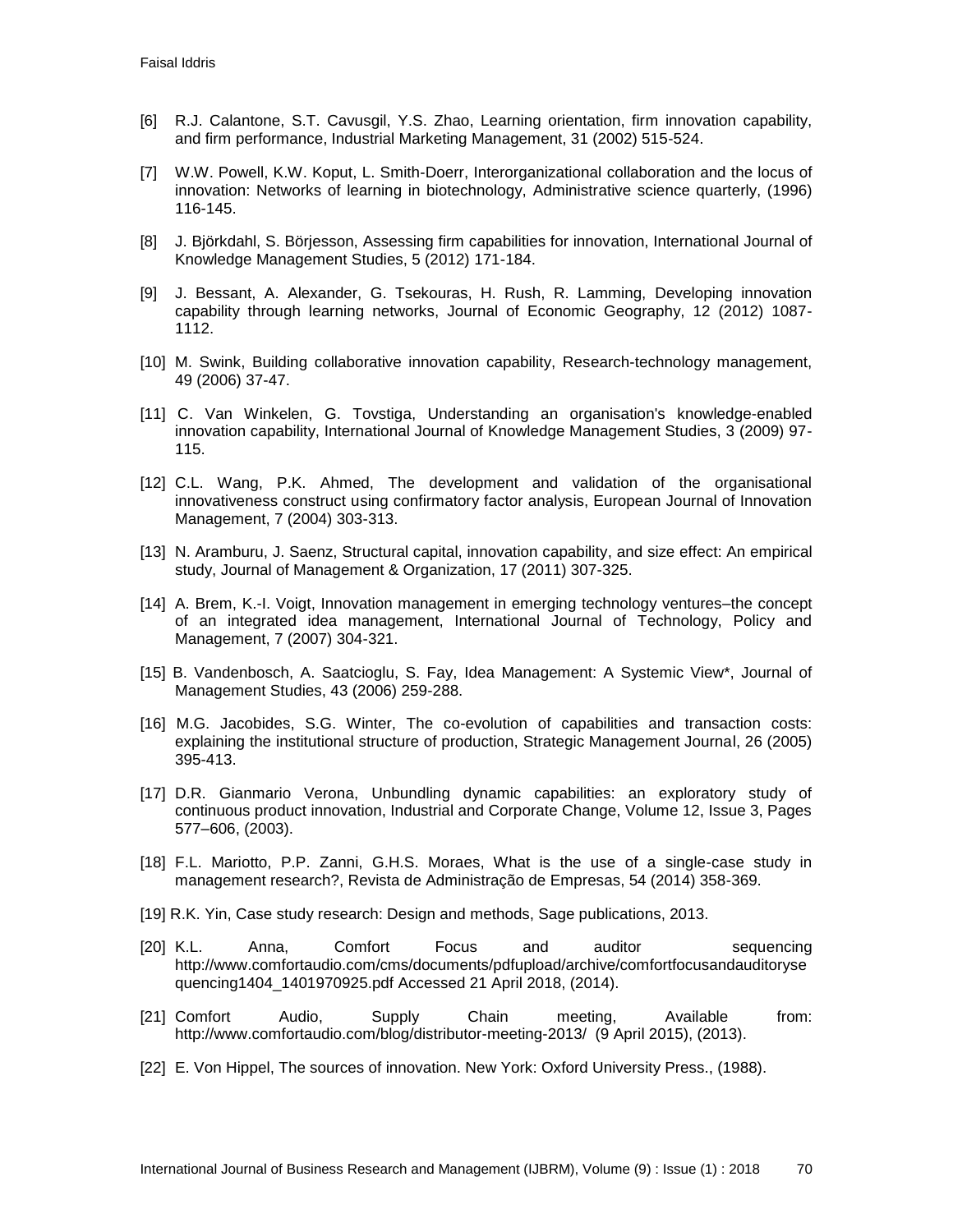[6] R.J. Calantone, S.T. Cavusgil, Y.S. Zhao, Learning orientation, firm innovation capability, and firm performance, Industrial Marketing Management, 31 (2002) 515-524.

[7] W.W. Powell, K.W. Koput, L. Smith-Doerr, Interorganizational collaboration and the locus of innovation: Networks of learning in biotechnology, Administrative science quarterly, (1996) 116-145.

[8] J. Björkdahl, S. Börjesson, Assessing firm capabilities for innovation, International Journal of Knowledge Management Studies, 5 (2012) 171-184.

[9] J. Bessant, A. Alexander, G. Tsekouras, H. Rush, R. Lamming, Developing innovation capability through learning networks, Journal of Economic Geography, 12 (2012) 1087-1112.

[10] M. Swink, Building collaborative innovation capability, Research-technology management, 49 (2006) 37-47.

[11] C. Van Winkelen, G. Tovstiga, Understanding an organisation's knowledge-enabled innovation capability, International Journal of Knowledge Management Studies, 3 (2009) 97-115.

[12] C.L. Wang, P.K. Ahmed, The development and validation of the organisational innovativeness construct using confirmatory factor analysis, European Journal of Innovation Management, 7 (2004) 303-313.

[13] N. Aramburu, J. Saenz, Structural capital, innovation capability, and size effect: An empirical study, Journal of Management & Organization, 17 (2011) 307-325.

[14] A. Brem, K.-I. Voigt, Innovation management in emerging technology ventures–the concept of an integrated idea management, International Journal of Technology, Policy and Management, 7 (2007) 304-321.

[15] B. Vandenbosch, A. Saatcioglu, S. Fay, Idea Management: A Systemic View*, Journal of Management Studies, 43 (2006) 259-288.

[16] M.G. Jacobides, S.G. Winter, The co-evolution of capabilities and transaction costs: explaining the institutional structure of production, Strategic Management Journal, 26 (2005) 395-413.

[17] D.R. Gianmario Verona, Unbundling dynamic capabilities: an exploratory study of continuous product innovation, Industrial and Corporate Change, Volume 12, Issue 3, Pages 577–606, (2003).

[18] F.L. Mariotto, P.P. Zanni, G.H.S. Moraes, What is the use of a single-case study in management research?, Revista de Administração de Empresas, 54 (2014) 358-369.

[19] R.K. Yin, Case study research: Design and methods, Sage publications, 2013.

[20] K.L. Anna, Comfort Focus and auditor sequencing http://www.comfortaudio.com/cms/documents/pdfupload/archive/comfortfocusandauditorysequencing1404_1401970925.pdf Accessed 21 April 2018, (2014).

[21] Comfort Audio, Supply Chain meeting, Available from: http://www.comfortaudio.com/blog/distributor-meeting-2013/ (9 April 2015), (2013).

[22] E. Von Hippel, The sources of innovation. New York: Oxford University Press., (1988).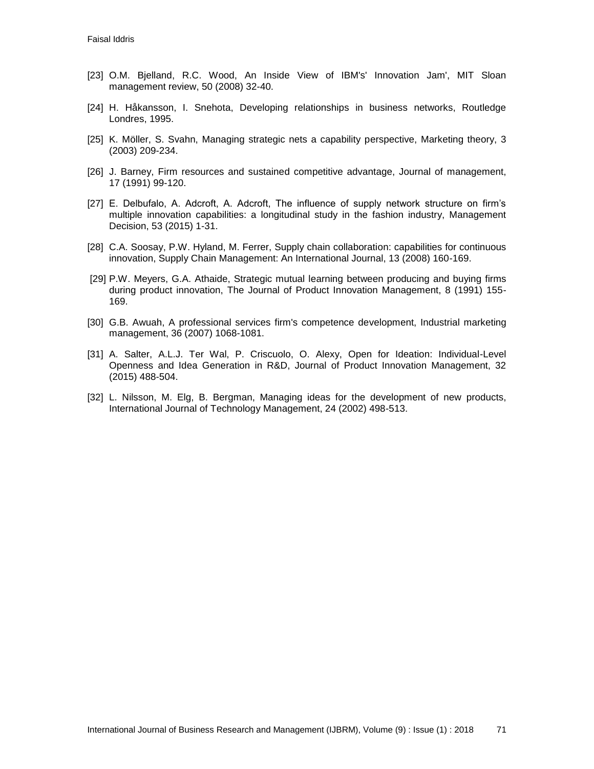[23] O.M. Bjelland, R.C. Wood, An Inside View of IBM's' Innovation Jam', MIT Sloan management review, 50 (2008) 32-40.

[24] H. Håkansson, I. Snehota, Developing relationships in business networks, Routledge Londres, 1995.

[25] K. Möller, S. Svahn, Managing strategic nets a capability perspective, Marketing theory, 3 (2003) 209-234.

[26] J. Barney, Firm resources and sustained competitive advantage, Journal of management, 17 (1991) 99-120.

[27] E. Delbufalo, A. Adcroft, A. Adcroft, The influence of supply network structure on firm's multiple innovation capabilities: a longitudinal study in the fashion industry, Management Decision, 53 (2015) 1-31.

[28] C.A. Soosay, P.W. Hyland, M. Ferrer, Supply chain collaboration: capabilities for continuous innovation, Supply Chain Management: An International Journal, 13 (2008) 160-169.

[29] P.W. Meyers, G.A. Athaide, Strategic mutual learning between producing and buying firms during product innovation, The Journal of Product Innovation Management, 8 (1991) 155-169.

[30] G.B. Awuah, A professional services firm's competence development, Industrial marketing management, 36 (2007) 1068-1081.

[31] A. Salter, A.L.J. Ter Wal, P. Criscuolo, O. Alexy, Open for Ideation: Individual-Level Openness and Idea Generation in R&D, Journal of Product Innovation Management, 32 (2015) 488-504.

[32] L. Nilsson, M. Elg, B. Bergman, Managing ideas for the development of new products, International Journal of Technology Management, 24 (2002) 498-513.